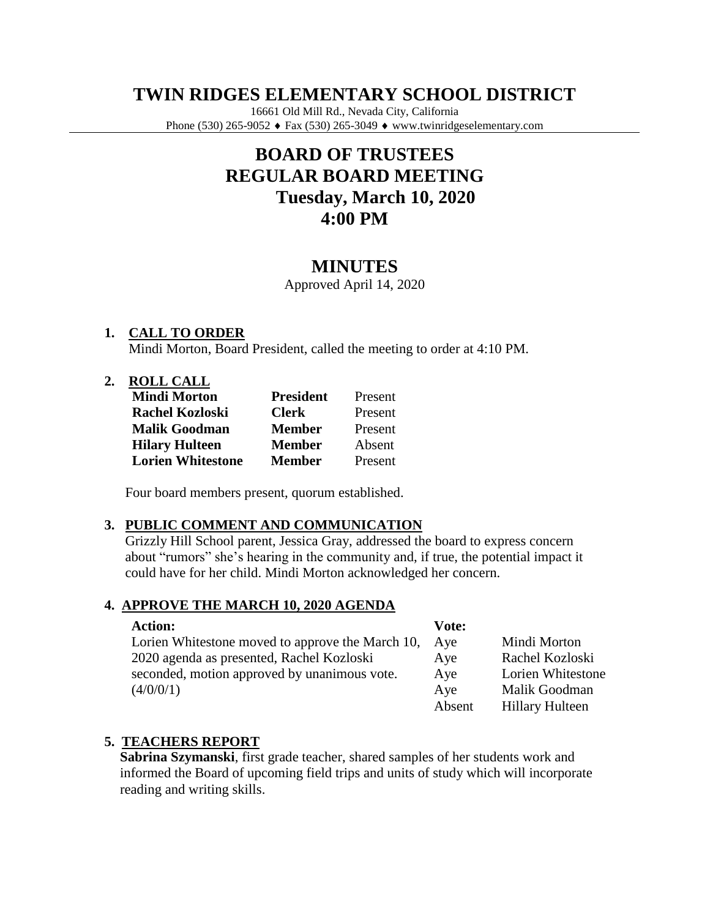# TWIN RIDGES ELEMENTARY SCHOOL DISTRICT

16661 Old Mill Rd., Nevada City, California
Phone (530) 265-9052 ♦ Fax (530) 265-3049 ♦ www.twinridgeselementary.com

## BOARD OF TRUSTEES
## REGULAR BOARD MEETING
## Tuesday, March 10, 2020
## 4:00 PM

## MINUTES

Approved April 14, 2020

### 1. CALL TO ORDER

Mindi Morton, Board President, called the meeting to order at 4:10 PM.

### 2. ROLL CALL

| | | |
|---|---|---|
| **Mindi Morton** | **President** | Present |
| **Rachel Kozloski** | **Clerk** | Present |
| **Malik Goodman** | **Member** | Present |
| **Hilary Hulteen** | **Member** | Absent |
| **Lorien Whitestone** | **Member** | Present |

Four board members present, quorum established.

### 3. PUBLIC COMMENT AND COMMUNICATION

Grizzly Hill School parent, Jessica Gray, addressed the board to express concern about "rumors" she's hearing in the community and, if true, the potential impact it could have for her child. Mindi Morton acknowledged her concern.

### 4. APPROVE THE MARCH 10, 2020 AGENDA

| **Action:** | **Vote:** | |
|---|---|---|
| Lorien Whitestone moved to approve the March 10, 2020 agenda as presented, Rachel Kozloski seconded, motion approved by unanimous vote. (4/0/0/1) | Aye | Mindi Morton |
| | Aye | Rachel Kozloski |
| | Aye | Lorien Whitestone |
| | Aye | Malik Goodman |
| | Absent | Hillary Hulteen |

### 5. TEACHERS REPORT

**Sabrina Szymanski**, first grade teacher, shared samples of her students work and informed the Board of upcoming field trips and units of study which will incorporate reading and writing skills.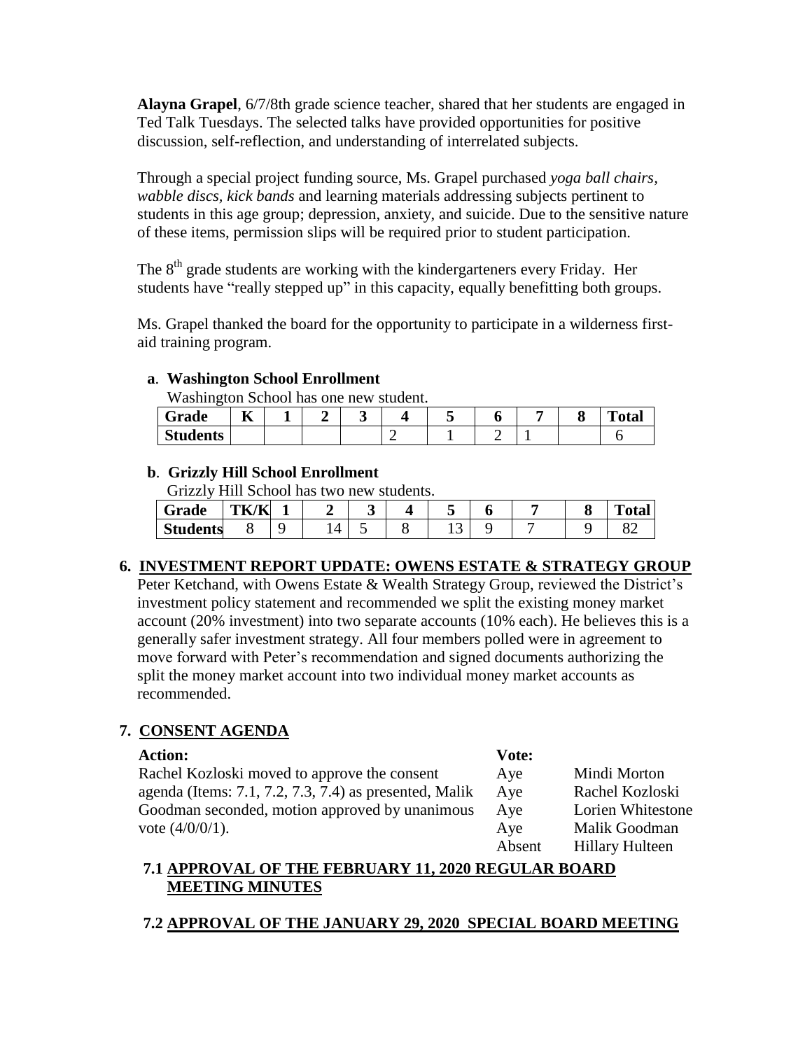**Alayna Grapel**, 6/7/8th grade science teacher, shared that her students are engaged in Ted Talk Tuesdays. The selected talks have provided opportunities for positive discussion, self-reflection, and understanding of interrelated subjects.

Through a special project funding source, Ms. Grapel purchased *yoga ball chairs*, *wabble discs*, *kick bands* and learning materials addressing subjects pertinent to students in this age group; depression, anxiety, and suicide. Due to the sensitive nature of these items, permission slips will be required prior to student participation.

The 8th grade students are working with the kindergarteners every Friday. Her students have "really stepped up" in this capacity, equally benefitting both groups.

Ms. Grapel thanked the board for the opportunity to participate in a wilderness first-aid training program.

**a. Washington School Enrollment**

Washington School has one new student.

| Grade | K | 1 | 2 | 3 | 4 | 5 | 6 | 7 | 8 | Total |
|---|---|---|---|---|---|---|---|---|---|---|
| Students | | | | | 2 | 1 | 2 | 1 | | 6 |

**b. Grizzly Hill School Enrollment**

Grizzly Hill School has two new students.

| Grade | TK/K | 1 | 2 | 3 | 4 | 5 | 6 | 7 | 8 | Total |
|---|---|---|---|---|---|---|---|---|---|---|
| Students | 8 | 9 | 14 | 5 | 8 | 13 | 9 | 7 | 9 | 82 |

## 6. INVESTMENT REPORT UPDATE: OWENS ESTATE & STRATEGY GROUP

Peter Ketchand, with Owens Estate & Wealth Strategy Group, reviewed the District's investment policy statement and recommended we split the existing money market account (20% investment) into two separate accounts (10% each). He believes this is a generally safer investment strategy. All four members polled were in agreement to move forward with Peter's recommendation and signed documents authorizing the split the money market account into two individual money market accounts as recommended.

## 7. CONSENT AGENDA

| **Action:** | **Vote:** | |
|---|---|---|
| Rachel Kozloski moved to approve the consent agenda (Items: 7.1, 7.2, 7.3, 7.4) as presented, Malik Goodman seconded, motion approved by unanimous vote (4/0/0/1). | Aye | Mindi Morton |
| | Aye | Rachel Kozloski |
| | Aye | Lorien Whitestone |
| | Aye | Malik Goodman |
| | Absent | Hillary Hulteen |

### 7.1 APPROVAL OF THE FEBRUARY 11, 2020 REGULAR BOARD MEETING MINUTES

### 7.2 APPROVAL OF THE JANUARY 29, 2020 SPECIAL BOARD MEETING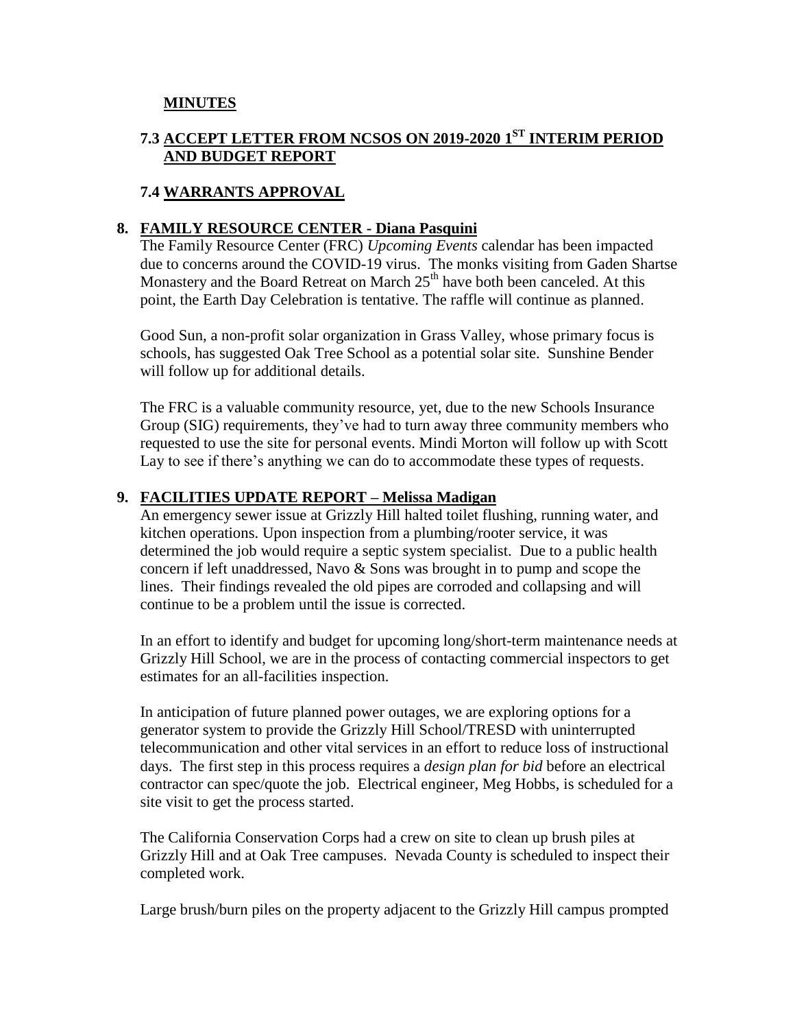**MINUTES**

### 7.3 ACCEPT LETTER FROM NCSOS ON 2019-2020 1ST INTERIM PERIOD AND BUDGET REPORT

### 7.4 WARRANTS APPROVAL

## 8. FAMILY RESOURCE CENTER - Diana Pasquini

The Family Resource Center (FRC) *Upcoming Events* calendar has been impacted due to concerns around the COVID-19 virus. The monks visiting from Gaden Shartse Monastery and the Board Retreat on March 25th have both been canceled. At this point, the Earth Day Celebration is tentative. The raffle will continue as planned.

Good Sun, a non-profit solar organization in Grass Valley, whose primary focus is schools, has suggested Oak Tree School as a potential solar site. Sunshine Bender will follow up for additional details.

The FRC is a valuable community resource, yet, due to the new Schools Insurance Group (SIG) requirements, they've had to turn away three community members who requested to use the site for personal events. Mindi Morton will follow up with Scott Lay to see if there's anything we can do to accommodate these types of requests.

## 9. FACILITIES UPDATE REPORT – Melissa Madigan

An emergency sewer issue at Grizzly Hill halted toilet flushing, running water, and kitchen operations. Upon inspection from a plumbing/rooter service, it was determined the job would require a septic system specialist. Due to a public health concern if left unaddressed, Navo & Sons was brought in to pump and scope the lines. Their findings revealed the old pipes are corroded and collapsing and will continue to be a problem until the issue is corrected.

In an effort to identify and budget for upcoming long/short-term maintenance needs at Grizzly Hill School, we are in the process of contacting commercial inspectors to get estimates for an all-facilities inspection.

In anticipation of future planned power outages, we are exploring options for a generator system to provide the Grizzly Hill School/TRESD with uninterrupted telecommunication and other vital services in an effort to reduce loss of instructional days. The first step in this process requires a *design plan for bid* before an electrical contractor can spec/quote the job. Electrical engineer, Meg Hobbs, is scheduled for a site visit to get the process started.

The California Conservation Corps had a crew on site to clean up brush piles at Grizzly Hill and at Oak Tree campuses. Nevada County is scheduled to inspect their completed work.

Large brush/burn piles on the property adjacent to the Grizzly Hill campus prompted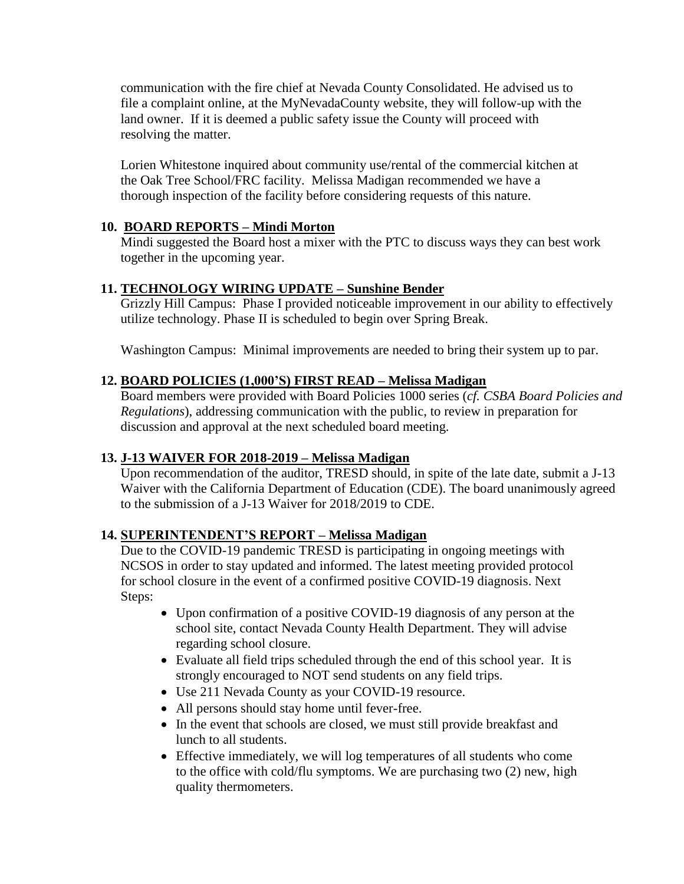communication with the fire chief at Nevada County Consolidated. He advised us to file a complaint online, at the MyNevadaCounty website, they will follow-up with the land owner. If it is deemed a public safety issue the County will proceed with resolving the matter.

Lorien Whitestone inquired about community use/rental of the commercial kitchen at the Oak Tree School/FRC facility. Melissa Madigan recommended we have a thorough inspection of the facility before considering requests of this nature.

**10. BOARD REPORTS – Mindi Morton**

Mindi suggested the Board host a mixer with the PTC to discuss ways they can best work together in the upcoming year.

**11. TECHNOLOGY WIRING UPDATE – Sunshine Bender**

Grizzly Hill Campus: Phase I provided noticeable improvement in our ability to effectively utilize technology. Phase II is scheduled to begin over Spring Break.

Washington Campus: Minimal improvements are needed to bring their system up to par.

**12. BOARD POLICIES (1,000'S) FIRST READ – Melissa Madigan**

Board members were provided with Board Policies 1000 series (*cf. CSBA Board Policies and Regulations*), addressing communication with the public, to review in preparation for discussion and approval at the next scheduled board meeting.

**13. J-13 WAIVER FOR 2018-2019 – Melissa Madigan**

Upon recommendation of the auditor, TRESD should, in spite of the late date, submit a J-13 Waiver with the California Department of Education (CDE). The board unanimously agreed to the submission of a J-13 Waiver for 2018/2019 to CDE.

**14. SUPERINTENDENT'S REPORT – Melissa Madigan**

Due to the COVID-19 pandemic TRESD is participating in ongoing meetings with NCSOS in order to stay updated and informed. The latest meeting provided protocol for school closure in the event of a confirmed positive COVID-19 diagnosis. Next Steps:

- Upon confirmation of a positive COVID-19 diagnosis of any person at the school site, contact Nevada County Health Department. They will advise regarding school closure.
- Evaluate all field trips scheduled through the end of this school year. It is strongly encouraged to NOT send students on any field trips.
- Use 211 Nevada County as your COVID-19 resource.
- All persons should stay home until fever-free.
- In the event that schools are closed, we must still provide breakfast and lunch to all students.
- Effective immediately, we will log temperatures of all students who come to the office with cold/flu symptoms. We are purchasing two (2) new, high quality thermometers.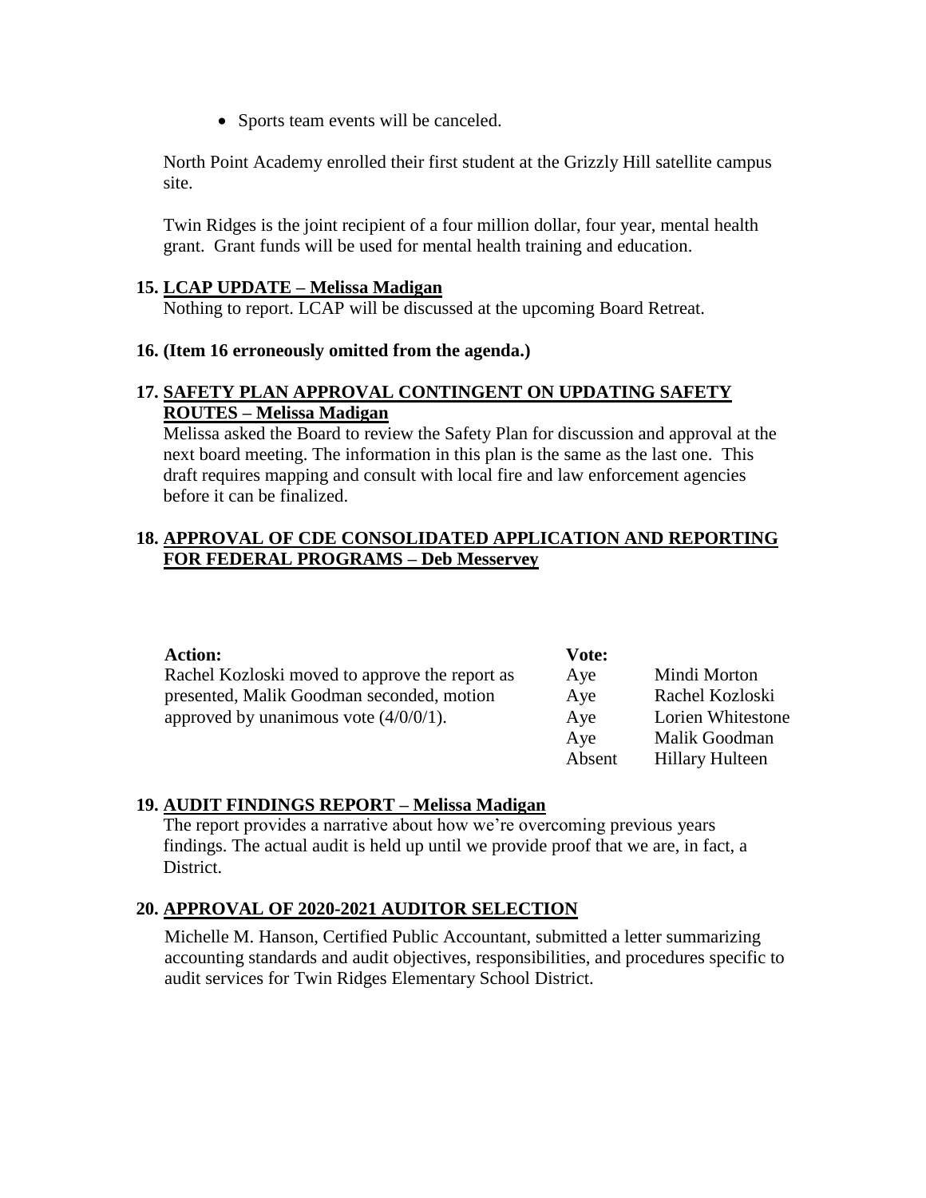- Sports team events will be canceled.

North Point Academy enrolled their first student at the Grizzly Hill satellite campus site.

Twin Ridges is the joint recipient of a four million dollar, four year, mental health grant. Grant funds will be used for mental health training and education.

**15. LCAP UPDATE – Melissa Madigan**

Nothing to report. LCAP will be discussed at the upcoming Board Retreat.

**16. (Item 16 erroneously omitted from the agenda.)**

**17. SAFETY PLAN APPROVAL CONTINGENT ON UPDATING SAFETY ROUTES – Melissa Madigan**

Melissa asked the Board to review the Safety Plan for discussion and approval at the next board meeting. The information in this plan is the same as the last one. This draft requires mapping and consult with local fire and law enforcement agencies before it can be finalized.

**18. APPROVAL OF CDE CONSOLIDATED APPLICATION AND REPORTING FOR FEDERAL PROGRAMS – Deb Messervey**

| Action: | Vote: | |
|---|---|---|
| Rachel Kozloski moved to approve the report as presented, Malik Goodman seconded, motion approved by unanimous vote (4/0/0/1). | Aye | Mindi Morton |
| | Aye | Rachel Kozloski |
| | Aye | Lorien Whitestone |
| | Aye | Malik Goodman |
| | Absent | Hillary Hulteen |

**19. AUDIT FINDINGS REPORT – Melissa Madigan**

The report provides a narrative about how we're overcoming previous years findings. The actual audit is held up until we provide proof that we are, in fact, a District.

**20. APPROVAL OF 2020-2021 AUDITOR SELECTION**

Michelle M. Hanson, Certified Public Accountant, submitted a letter summarizing accounting standards and audit objectives, responsibilities, and procedures specific to audit services for Twin Ridges Elementary School District.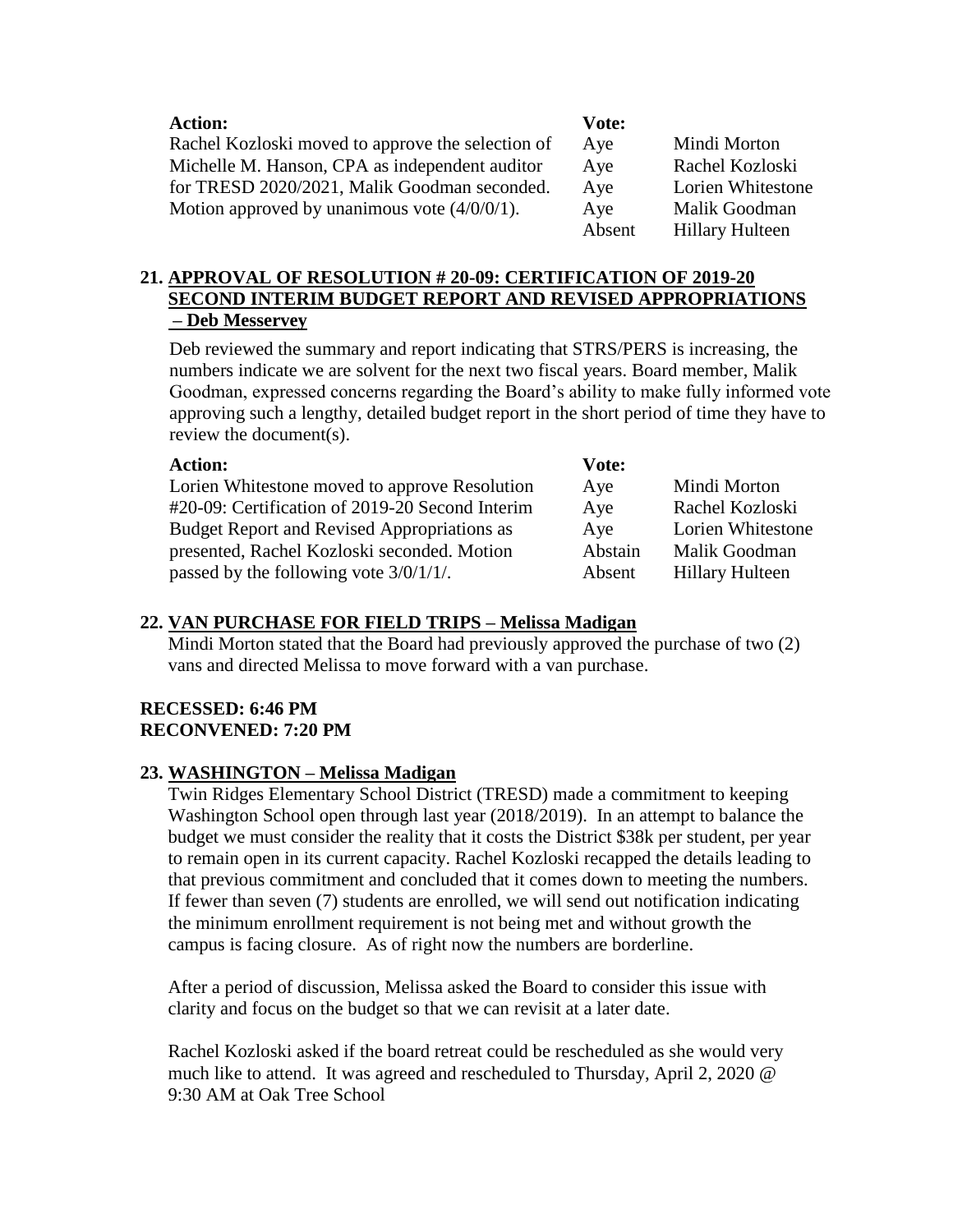| **Action:** | **Vote:** | |
|---|---|---|
| Rachel Kozloski moved to approve the selection of Michelle M. Hanson, CPA as independent auditor for TRESD 2020/2021, Malik Goodman seconded. Motion approved by unanimous vote (4/0/0/1). | Aye | Mindi Morton |
| | Aye | Rachel Kozloski |
| | Aye | Lorien Whitestone |
| | Aye | Malik Goodman |
| | Absent | Hillary Hulteen |

## 21. APPROVAL OF RESOLUTION # 20-09: CERTIFICATION OF 2019-20 SECOND INTERIM BUDGET REPORT AND REVISED APPROPRIATIONS – Deb Messervey

Deb reviewed the summary and report indicating that STRS/PERS is increasing, the numbers indicate we are solvent for the next two fiscal years. Board member, Malik Goodman, expressed concerns regarding the Board's ability to make fully informed vote approving such a lengthy, detailed budget report in the short period of time they have to review the document(s).

| **Action:** | **Vote:** | |
|---|---|---|
| Lorien Whitestone moved to approve Resolution #20-09: Certification of 2019-20 Second Interim Budget Report and Revised Appropriations as presented, Rachel Kozloski seconded. Motion passed by the following vote 3/0/1/1/. | Aye | Mindi Morton |
| | Aye | Rachel Kozloski |
| | Aye | Lorien Whitestone |
| | Abstain | Malik Goodman |
| | Absent | Hillary Hulteen |

## 22. VAN PURCHASE FOR FIELD TRIPS – Melissa Madigan

Mindi Morton stated that the Board had previously approved the purchase of two (2) vans and directed Melissa to move forward with a van purchase.

**RECESSED: 6:46 PM**
**RECONVENED: 7:20 PM**

## 23. WASHINGTON – Melissa Madigan

Twin Ridges Elementary School District (TRESD) made a commitment to keeping Washington School open through last year (2018/2019). In an attempt to balance the budget we must consider the reality that it costs the District $38k per student, per year to remain open in its current capacity. Rachel Kozloski recapped the details leading to that previous commitment and concluded that it comes down to meeting the numbers. If fewer than seven (7) students are enrolled, we will send out notification indicating the minimum enrollment requirement is not being met and without growth the campus is facing closure. As of right now the numbers are borderline.

After a period of discussion, Melissa asked the Board to consider this issue with clarity and focus on the budget so that we can revisit at a later date.

Rachel Kozloski asked if the board retreat could be rescheduled as she would very much like to attend. It was agreed and rescheduled to Thursday, April 2, 2020 @ 9:30 AM at Oak Tree School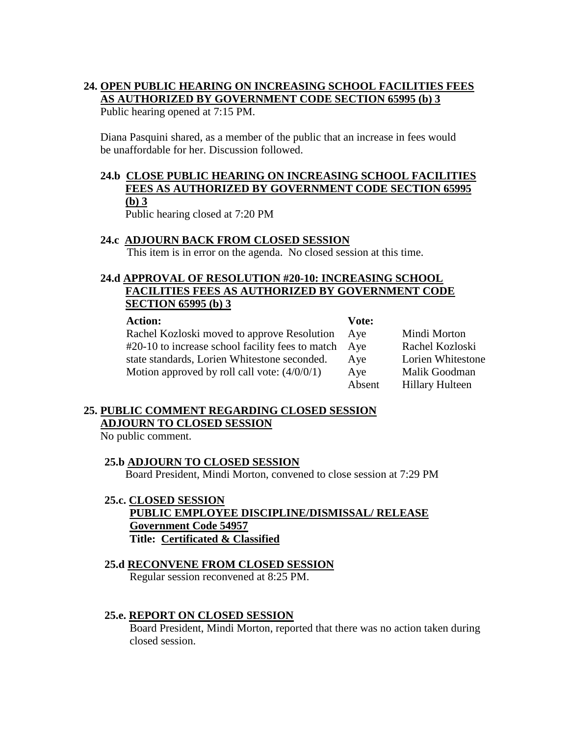**24. OPEN PUBLIC HEARING ON INCREASING SCHOOL FACILITIES FEES AS AUTHORIZED BY GOVERNMENT CODE SECTION 65995 (b) 3**

Public hearing opened at 7:15 PM.

Diana Pasquini shared, as a member of the public that an increase in fees would be unaffordable for her. Discussion followed.

**24.b CLOSE PUBLIC HEARING ON INCREASING SCHOOL FACILITIES FEES AS AUTHORIZED BY GOVERNMENT CODE SECTION 65995 (b) 3**

Public hearing closed at 7:20 PM

**24.c ADJOURN BACK FROM CLOSED SESSION**

This item is in error on the agenda. No closed session at this time.

**24.d APPROVAL OF RESOLUTION #20-10: INCREASING SCHOOL FACILITIES FEES AS AUTHORIZED BY GOVERNMENT CODE SECTION 65995 (b) 3**

| Action: | Vote: | |
|---|---|---|
| Rachel Kozloski moved to approve Resolution #20-10 to increase school facility fees to match state standards, Lorien Whitestone seconded. Motion approved by roll call vote: (4/0/0/1) | Aye | Mindi Morton |
| | Aye | Rachel Kozloski |
| | Aye | Lorien Whitestone |
| | Aye | Malik Goodman |
| | Absent | Hillary Hulteen |

**25. PUBLIC COMMENT REGARDING CLOSED SESSION ADJOURN TO CLOSED SESSION**

No public comment.

**25.b ADJOURN TO CLOSED SESSION**

Board President, Mindi Morton, convened to close session at 7:29 PM

**25.c. CLOSED SESSION**
**PUBLIC EMPLOYEE DISCIPLINE/DISMISSAL/ RELEASE**
**Government Code 54957**
**Title: Certificated & Classified**

**25.d RECONVENE FROM CLOSED SESSION**

Regular session reconvened at 8:25 PM.

**25.e. REPORT ON CLOSED SESSION**

Board President, Mindi Morton, reported that there was no action taken during closed session.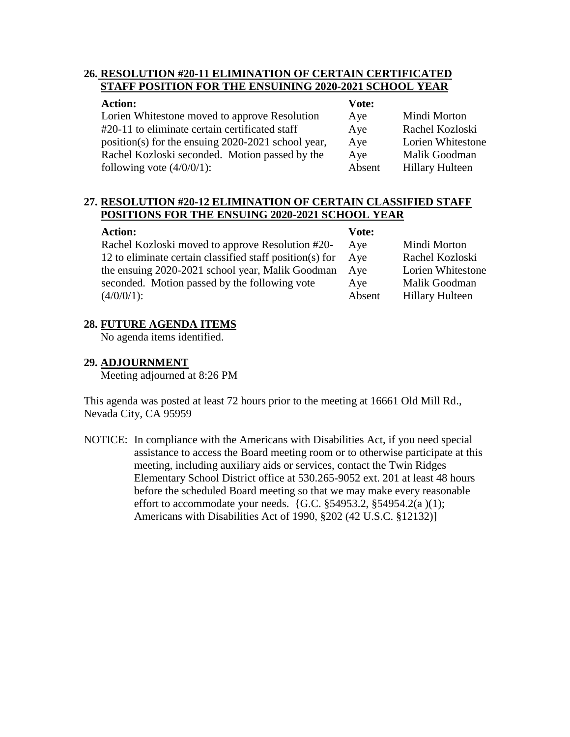**26. RESOLUTION #20-11 ELIMINATION OF CERTAIN CERTIFICATED STAFF POSITION FOR THE ENSUINING 2020-2021 SCHOOL YEAR**

| Action: | Vote: | |
|---|---|---|
| Lorien Whitestone moved to approve Resolution #20-11 to eliminate certain certificated staff position(s) for the ensuing 2020-2021 school year, Rachel Kozloski seconded. Motion passed by the following vote (4/0/0/1): | Aye | Mindi Morton |
| | Aye | Rachel Kozloski |
| | Aye | Lorien Whitestone |
| | Aye | Malik Goodman |
| | Absent | Hillary Hulteen |

**27. RESOLUTION #20-12 ELIMINATION OF CERTAIN CLASSIFIED STAFF POSITIONS FOR THE ENSUING 2020-2021 SCHOOL YEAR**

| Action: | Vote: | |
|---|---|---|
| Rachel Kozloski moved to approve Resolution #20-12 to eliminate certain classified staff position(s) for the ensuing 2020-2021 school year, Malik Goodman seconded. Motion passed by the following vote (4/0/0/1): | Aye | Mindi Morton |
| | Aye | Rachel Kozloski |
| | Aye | Lorien Whitestone |
| | Aye | Malik Goodman |
| | Absent | Hillary Hulteen |

**28. FUTURE AGENDA ITEMS**

No agenda items identified.

**29. ADJOURNMENT**

Meeting adjourned at 8:26 PM

This agenda was posted at least 72 hours prior to the meeting at 16661 Old Mill Rd., Nevada City, CA 95959

NOTICE: In compliance with the Americans with Disabilities Act, if you need special assistance to access the Board meeting room or to otherwise participate at this meeting, including auxiliary aids or services, contact the Twin Ridges Elementary School District office at 530.265-9052 ext. 201 at least 48 hours before the scheduled Board meeting so that we may make every reasonable effort to accommodate your needs. {G.C. §54953.2, §54954.2(a )(1); Americans with Disabilities Act of 1990, §202 (42 U.S.C. §12132)]